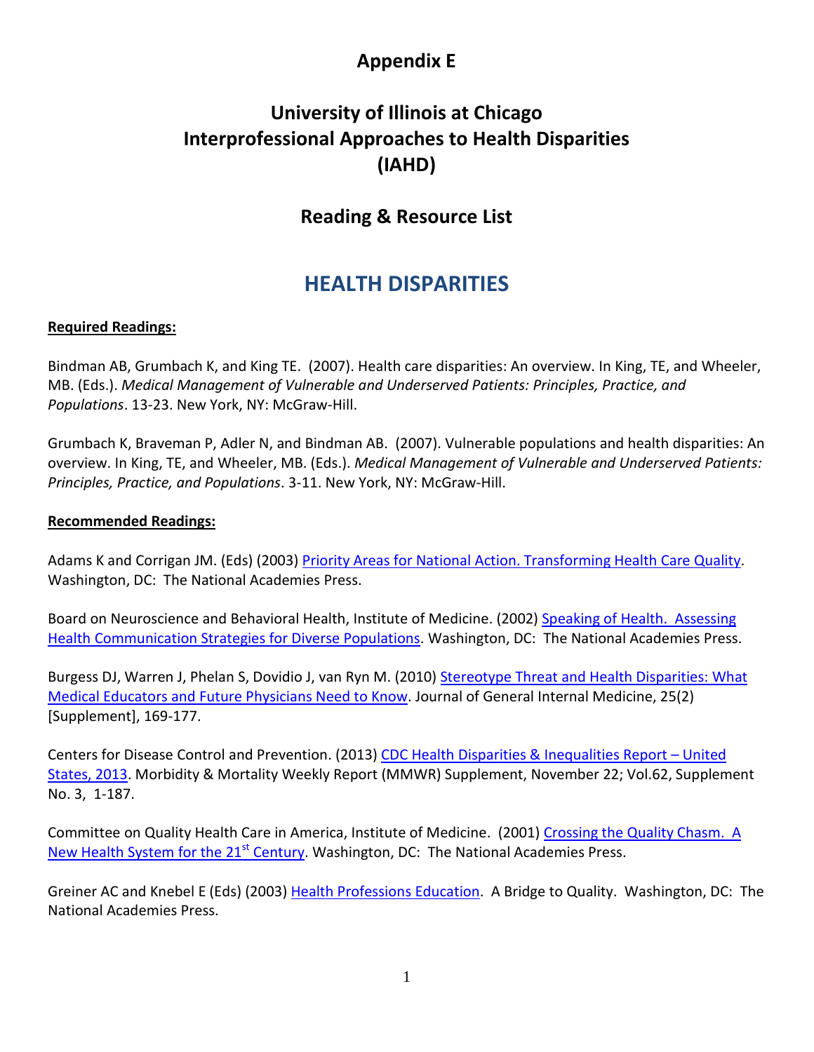# Appendix E

# University of Illinois at Chicago
# Interprofessional Approaches to Health Disparities (IAHD)

## Reading & Resource List

## HEALTH DISPARITIES

**Required Readings:**

Bindman AB, Grumbach K, and King TE. (2007). Health care disparities: An overview. In King, TE, and Wheeler, MB. (Eds.). *Medical Management of Vulnerable and Underserved Patients: Principles, Practice, and Populations*. 13-23. New York, NY: McGraw-Hill.

Grumbach K, Braveman P, Adler N, and Bindman AB. (2007). Vulnerable populations and health disparities: An overview. In King, TE, and Wheeler, MB. (Eds.). *Medical Management of Vulnerable and Underserved Patients: Principles, Practice, and Populations*. 3-11. New York, NY: McGraw-Hill.

**Recommended Readings:**

Adams K and Corrigan JM. (Eds) (2003) Priority Areas for National Action. Transforming Health Care Quality. Washington, DC: The National Academies Press.

Board on Neuroscience and Behavioral Health, Institute of Medicine. (2002) Speaking of Health. Assessing Health Communication Strategies for Diverse Populations. Washington, DC: The National Academies Press.

Burgess DJ, Warren J, Phelan S, Dovidio J, van Ryn M. (2010) Stereotype Threat and Health Disparities: What Medical Educators and Future Physicians Need to Know. Journal of General Internal Medicine, 25(2) [Supplement], 169-177.

Centers for Disease Control and Prevention. (2013) CDC Health Disparities & Inequalities Report – United States, 2013. Morbidity & Mortality Weekly Report (MMWR) Supplement, November 22; Vol.62, Supplement No. 3, 1-187.

Committee on Quality Health Care in America, Institute of Medicine. (2001) Crossing the Quality Chasm. A New Health System for the 21st Century. Washington, DC: The National Academies Press.

Greiner AC and Knebel E (Eds) (2003) Health Professions Education. A Bridge to Quality. Washington, DC: The National Academies Press.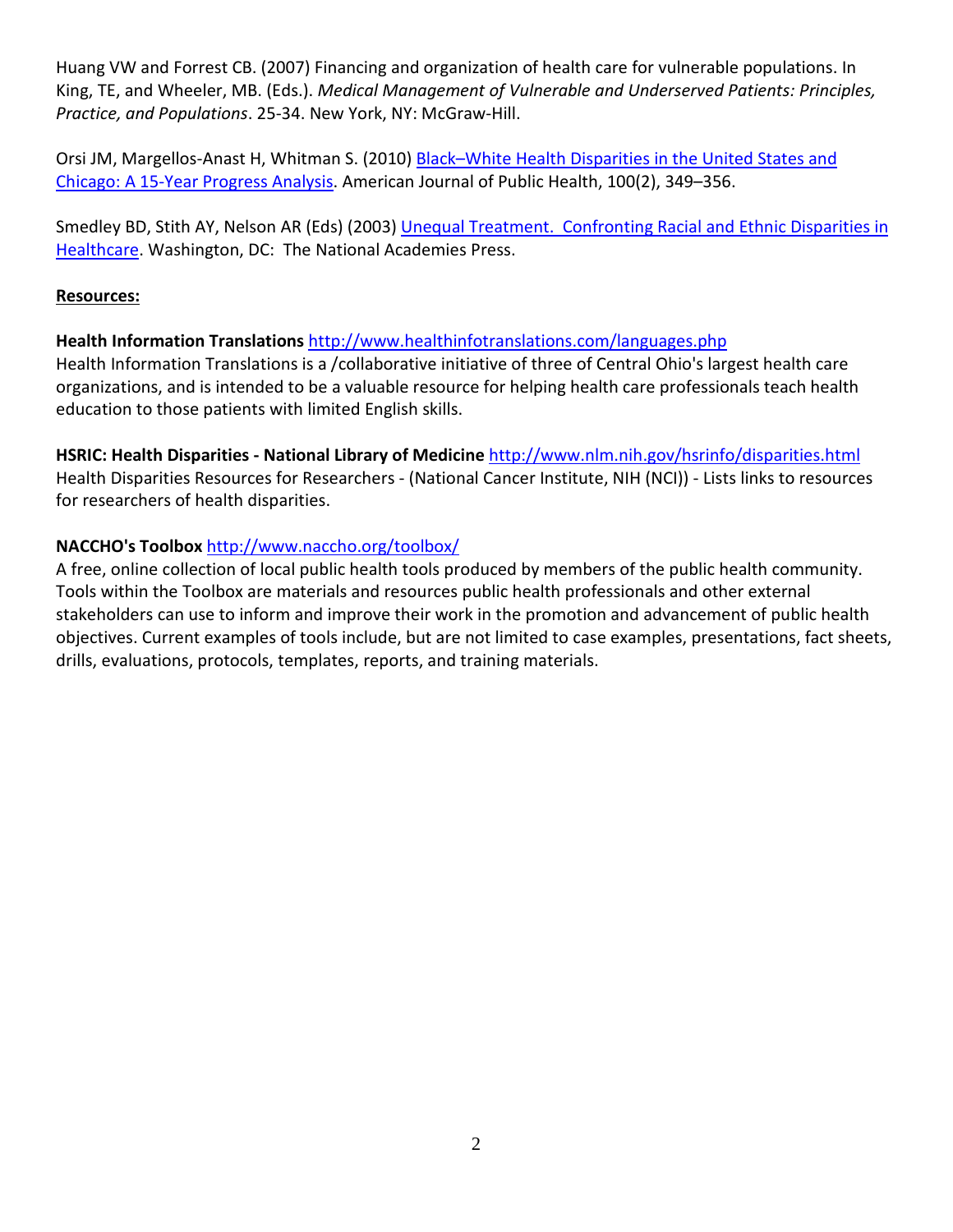Huang VW and Forrest CB. (2007) Financing and organization of health care for vulnerable populations. In King, TE, and Wheeler, MB. (Eds.). *Medical Management of Vulnerable and Underserved Patients: Principles, Practice, and Populations*. 25-34. New York, NY: McGraw-Hill.

Orsi JM, Margellos-Anast H, Whitman S. (2010) Black–White Health Disparities in the United States and Chicago: A 15-Year Progress Analysis. American Journal of Public Health, 100(2), 349–356.

Smedley BD, Stith AY, Nelson AR (Eds) (2003) Unequal Treatment. Confronting Racial and Ethnic Disparities in Healthcare. Washington, DC: The National Academies Press.

**Resources:**

**Health Information Translations** http://www.healthinfotranslations.com/languages.php
Health Information Translations is a /collaborative initiative of three of Central Ohio's largest health care organizations, and is intended to be a valuable resource for helping health care professionals teach health education to those patients with limited English skills.

**HSRIC: Health Disparities - National Library of Medicine** http://www.nlm.nih.gov/hsrinfo/disparities.html
Health Disparities Resources for Researchers - (National Cancer Institute, NIH (NCI)) - Lists links to resources for researchers of health disparities.

**NACCHO's Toolbox** http://www.naccho.org/toolbox/
A free, online collection of local public health tools produced by members of the public health community. Tools within the Toolbox are materials and resources public health professionals and other external stakeholders can use to inform and improve their work in the promotion and advancement of public health objectives. Current examples of tools include, but are not limited to case examples, presentations, fact sheets, drills, evaluations, protocols, templates, reports, and training materials.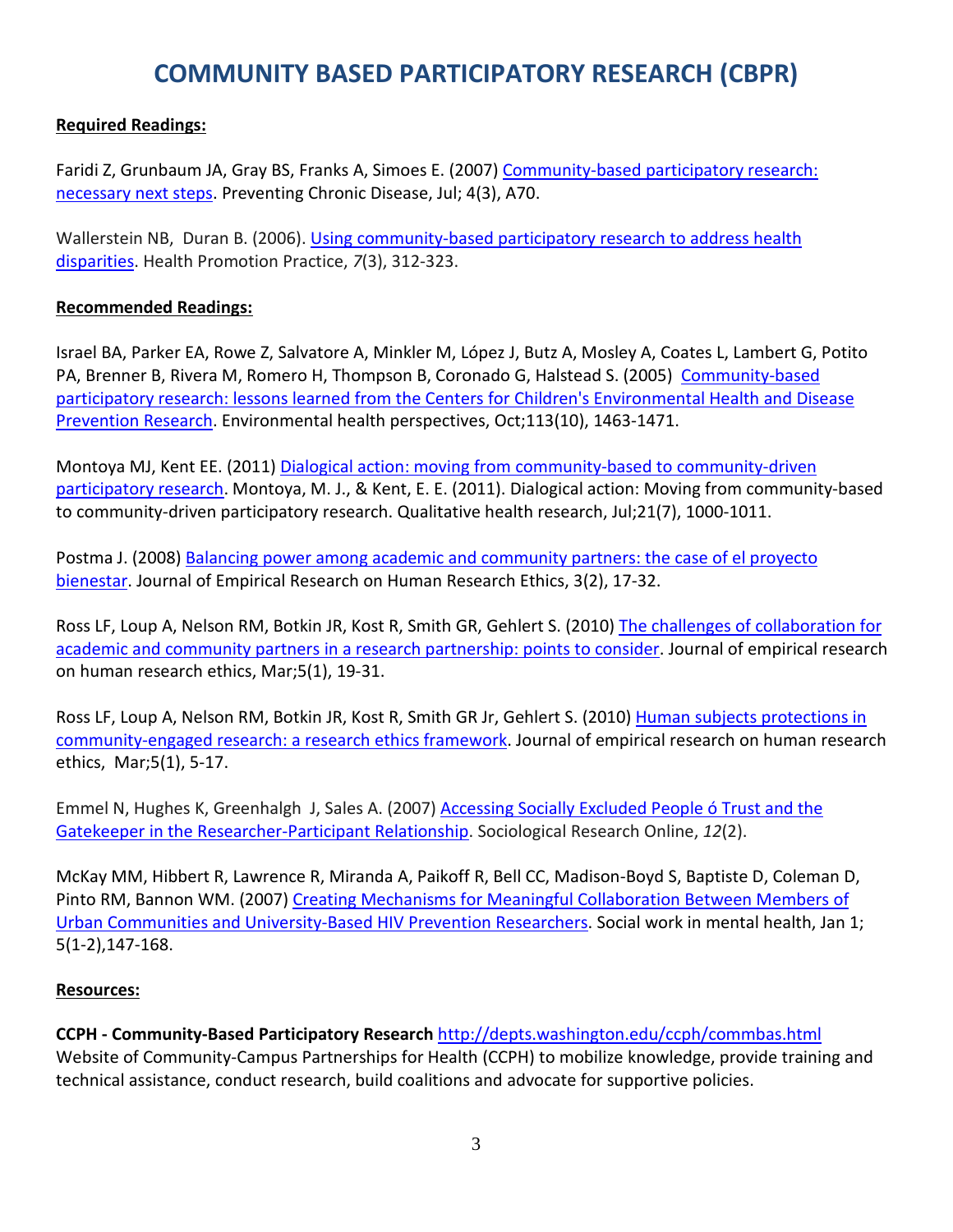# COMMUNITY BASED PARTICIPATORY RESEARCH (CBPR)

**Required Readings:**

Faridi Z, Grunbaum JA, Gray BS, Franks A, Simoes E. (2007) [Community-based participatory research: necessary next steps](). Preventing Chronic Disease, Jul; 4(3), A70.

Wallerstein NB, Duran B. (2006). [Using community-based participatory research to address health disparities](). Health Promotion Practice, *7*(3), 312-323.

**Recommended Readings:**

Israel BA, Parker EA, Rowe Z, Salvatore A, Minkler M, López J, Butz A, Mosley A, Coates L, Lambert G, Potito PA, Brenner B, Rivera M, Romero H, Thompson B, Coronado G, Halstead S. (2005) [Community-based participatory research: lessons learned from the Centers for Children's Environmental Health and Disease Prevention Research](). Environmental health perspectives, Oct;113(10), 1463-1471.

Montoya MJ, Kent EE. (2011) [Dialogical action: moving from community-based to community-driven participatory research](). Montoya, M. J., & Kent, E. E. (2011). Dialogical action: Moving from community-based to community-driven participatory research. Qualitative health research, Jul;21(7), 1000-1011.

Postma J. (2008) [Balancing power among academic and community partners: the case of el proyecto bienestar](). Journal of Empirical Research on Human Research Ethics, 3(2), 17-32.

Ross LF, Loup A, Nelson RM, Botkin JR, Kost R, Smith GR, Gehlert S. (2010) [The challenges of collaboration for academic and community partners in a research partnership: points to consider](). Journal of empirical research on human research ethics, Mar;5(1), 19-31.

Ross LF, Loup A, Nelson RM, Botkin JR, Kost R, Smith GR Jr, Gehlert S. (2010) [Human subjects protections in community-engaged research: a research ethics framework](). Journal of empirical research on human research ethics, Mar;5(1), 5-17.

Emmel N, Hughes K, Greenhalgh J, Sales A. (2007) [Accessing Socially Excluded People ó Trust and the Gatekeeper in the Researcher-Participant Relationship](). Sociological Research Online, *12*(2).

McKay MM, Hibbert R, Lawrence R, Miranda A, Paikoff R, Bell CC, Madison-Boyd S, Baptiste D, Coleman D, Pinto RM, Bannon WM. (2007) [Creating Mechanisms for Meaningful Collaboration Between Members of Urban Communities and University-Based HIV Prevention Researchers](). Social work in mental health, Jan 1; 5(1-2),147-168.

**Resources:**

**CCPH - Community-Based Participatory Research** http://depts.washington.edu/ccph/commbas.html
Website of Community-Campus Partnerships for Health (CCPH) to mobilize knowledge, provide training and technical assistance, conduct research, build coalitions and advocate for supportive policies.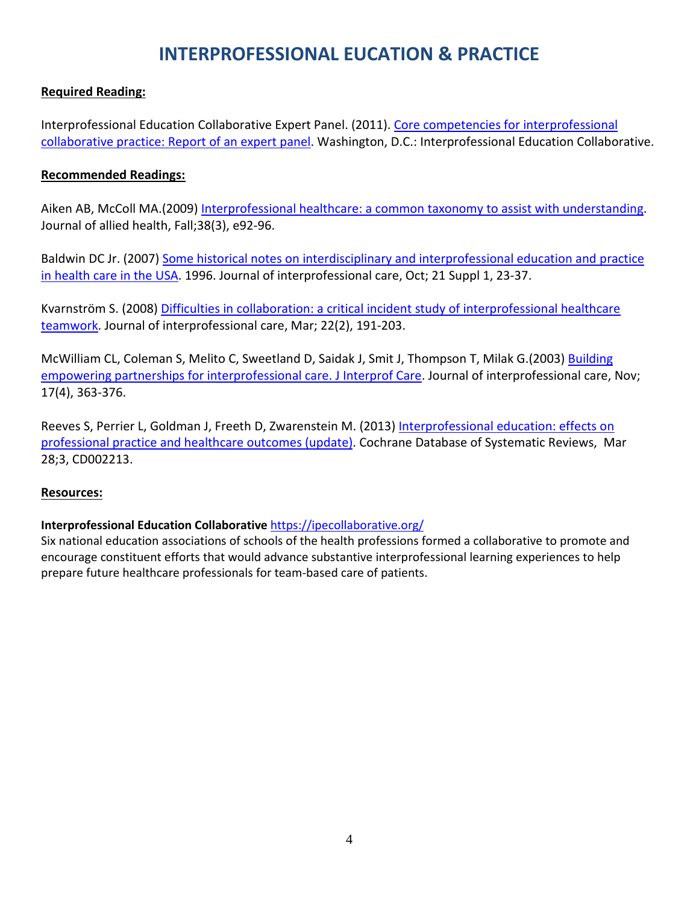# INTERPROFESSIONAL EUCATION & PRACTICE

**Required Reading:**

Interprofessional Education Collaborative Expert Panel. (2011). Core competencies for interprofessional collaborative practice: Report of an expert panel. Washington, D.C.: Interprofessional Education Collaborative.

**Recommended Readings:**

Aiken AB, McColl MA.(2009) Interprofessional healthcare: a common taxonomy to assist with understanding. Journal of allied health, Fall;38(3), e92-96.

Baldwin DC Jr. (2007) Some historical notes on interdisciplinary and interprofessional education and practice in health care in the USA. 1996. Journal of interprofessional care, Oct; 21 Suppl 1, 23-37.

Kvarnström S. (2008) Difficulties in collaboration: a critical incident study of interprofessional healthcare teamwork. Journal of interprofessional care, Mar; 22(2), 191-203.

McWilliam CL, Coleman S, Melito C, Sweetland D, Saidak J, Smit J, Thompson T, Milak G.(2003) Building empowering partnerships for interprofessional care. J Interprof Care. Journal of interprofessional care, Nov; 17(4), 363-376.

Reeves S, Perrier L, Goldman J, Freeth D, Zwarenstein M. (2013) Interprofessional education: effects on professional practice and healthcare outcomes (update). Cochrane Database of Systematic Reviews, Mar 28;3, CD002213.

**Resources:**

**Interprofessional Education Collaborative** https://ipecollaborative.org/
Six national education associations of schools of the health professions formed a collaborative to promote and encourage constituent efforts that would advance substantive interprofessional learning experiences to help prepare future healthcare professionals for team-based care of patients.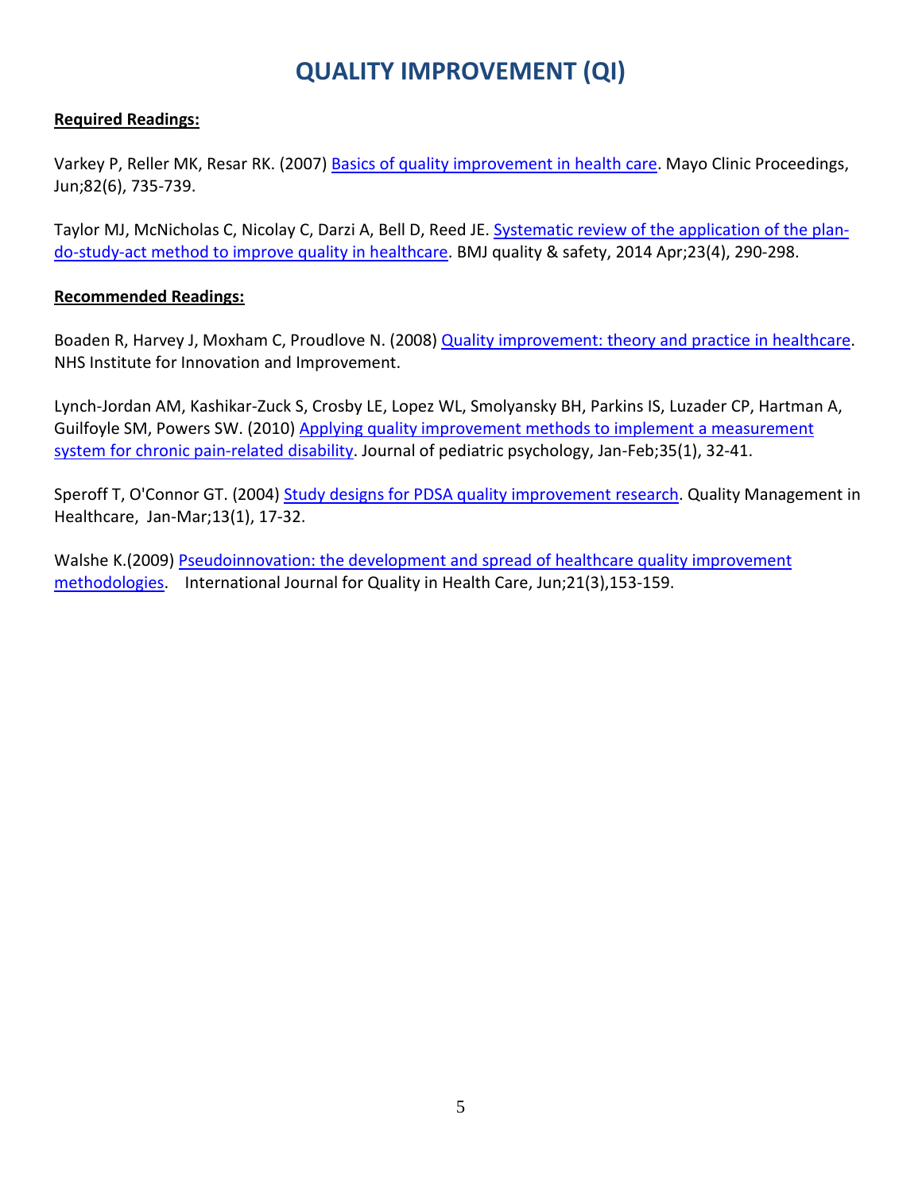# QUALITY IMPROVEMENT (QI)

**Required Readings:**

Varkey P, Reller MK, Resar RK. (2007) Basics of quality improvement in health care. Mayo Clinic Proceedings, Jun;82(6), 735-739.

Taylor MJ, McNicholas C, Nicolay C, Darzi A, Bell D, Reed JE. Systematic review of the application of the plan-do-study-act method to improve quality in healthcare. BMJ quality & safety, 2014 Apr;23(4), 290-298.

**Recommended Readings:**

Boaden R, Harvey J, Moxham C, Proudlove N. (2008) Quality improvement: theory and practice in healthcare. NHS Institute for Innovation and Improvement.

Lynch-Jordan AM, Kashikar-Zuck S, Crosby LE, Lopez WL, Smolyansky BH, Parkins IS, Luzader CP, Hartman A, Guilfoyle SM, Powers SW. (2010) Applying quality improvement methods to implement a measurement system for chronic pain-related disability. Journal of pediatric psychology, Jan-Feb;35(1), 32-41.

Speroff T, O'Connor GT. (2004) Study designs for PDSA quality improvement research. Quality Management in Healthcare, Jan-Mar;13(1), 17-32.

Walshe K.(2009) Pseudoinnovation: the development and spread of healthcare quality improvement methodologies. International Journal for Quality in Health Care, Jun;21(3),153-159.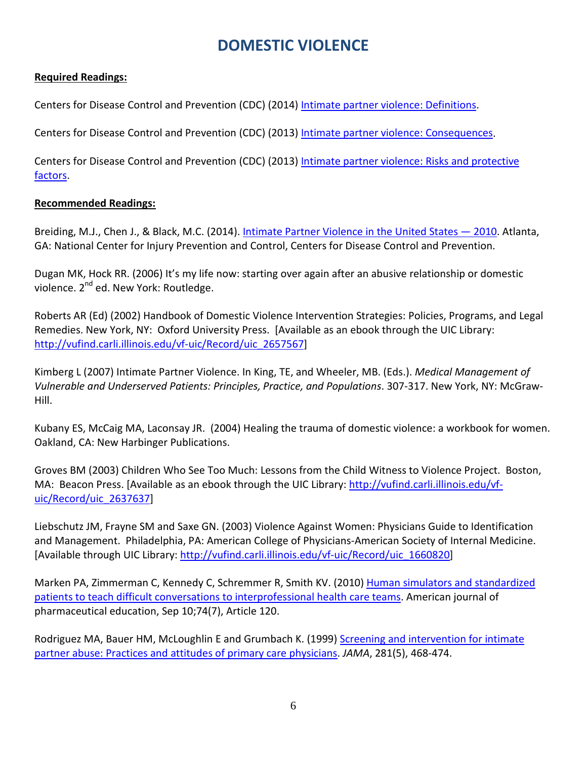# DOMESTIC VIOLENCE

**Required Readings:**

Centers for Disease Control and Prevention (CDC) (2014) Intimate partner violence: Definitions.

Centers for Disease Control and Prevention (CDC) (2013) Intimate partner violence: Consequences.

Centers for Disease Control and Prevention (CDC) (2013) Intimate partner violence: Risks and protective factors.

**Recommended Readings:**

Breiding, M.J., Chen J., & Black, M.C. (2014). Intimate Partner Violence in the United States — 2010. Atlanta, GA: National Center for Injury Prevention and Control, Centers for Disease Control and Prevention.

Dugan MK, Hock RR. (2006) It's my life now: starting over again after an abusive relationship or domestic violence. 2nd ed. New York: Routledge.

Roberts AR (Ed) (2002) Handbook of Domestic Violence Intervention Strategies: Policies, Programs, and Legal Remedies. New York, NY: Oxford University Press. [Available as an ebook through the UIC Library: http://vufind.carli.illinois.edu/vf-uic/Record/uic_2657567]

Kimberg L (2007) Intimate Partner Violence. In King, TE, and Wheeler, MB. (Eds.). *Medical Management of Vulnerable and Underserved Patients: Principles, Practice, and Populations*. 307-317. New York, NY: McGraw-Hill.

Kubany ES, McCaig MA, Laconsay JR. (2004) Healing the trauma of domestic violence: a workbook for women. Oakland, CA: New Harbinger Publications.

Groves BM (2003) Children Who See Too Much: Lessons from the Child Witness to Violence Project. Boston, MA: Beacon Press. [Available as an ebook through the UIC Library: http://vufind.carli.illinois.edu/vf-uic/Record/uic_2637637]

Liebschutz JM, Frayne SM and Saxe GN. (2003) Violence Against Women: Physicians Guide to Identification and Management. Philadelphia, PA: American College of Physicians-American Society of Internal Medicine. [Available through UIC Library: http://vufind.carli.illinois.edu/vf-uic/Record/uic_1660820]

Marken PA, Zimmerman C, Kennedy C, Schremmer R, Smith KV. (2010) Human simulators and standardized patients to teach difficult conversations to interprofessional health care teams. American journal of pharmaceutical education, Sep 10;74(7), Article 120.

Rodriguez MA, Bauer HM, McLoughlin E and Grumbach K. (1999) Screening and intervention for intimate partner abuse: Practices and attitudes of primary care physicians. *JAMA*, 281(5), 468-474.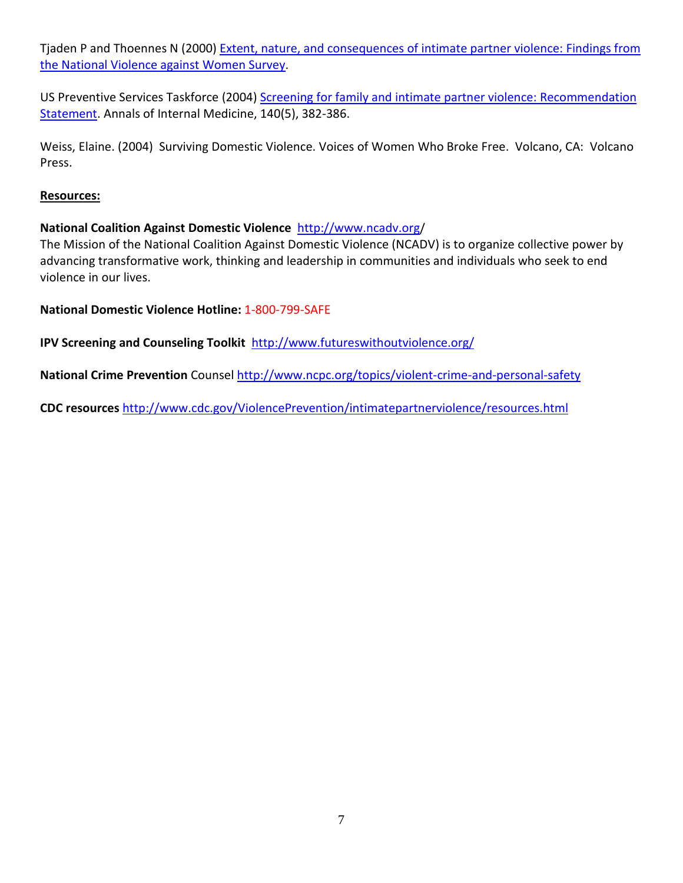Tjaden P and Thoennes N (2000) Extent, nature, and consequences of intimate partner violence: Findings from the National Violence against Women Survey.

US Preventive Services Taskforce (2004) Screening for family and intimate partner violence: Recommendation Statement. Annals of Internal Medicine, 140(5), 382-386.

Weiss, Elaine. (2004) Surviving Domestic Violence. Voices of Women Who Broke Free. Volcano, CA: Volcano Press.

**Resources:**

**National Coalition Against Domestic Violence** http://www.ncadv.org/
The Mission of the National Coalition Against Domestic Violence (NCADV) is to organize collective power by advancing transformative work, thinking and leadership in communities and individuals who seek to end violence in our lives.

**National Domestic Violence Hotline:** 1-800-799-SAFE

**IPV Screening and Counseling Toolkit** http://www.futureswithoutviolence.org/

**National Crime Prevention** Counsel http://www.ncpc.org/topics/violent-crime-and-personal-safety

**CDC resources** http://www.cdc.gov/ViolencePrevention/intimatepartnerviolence/resources.html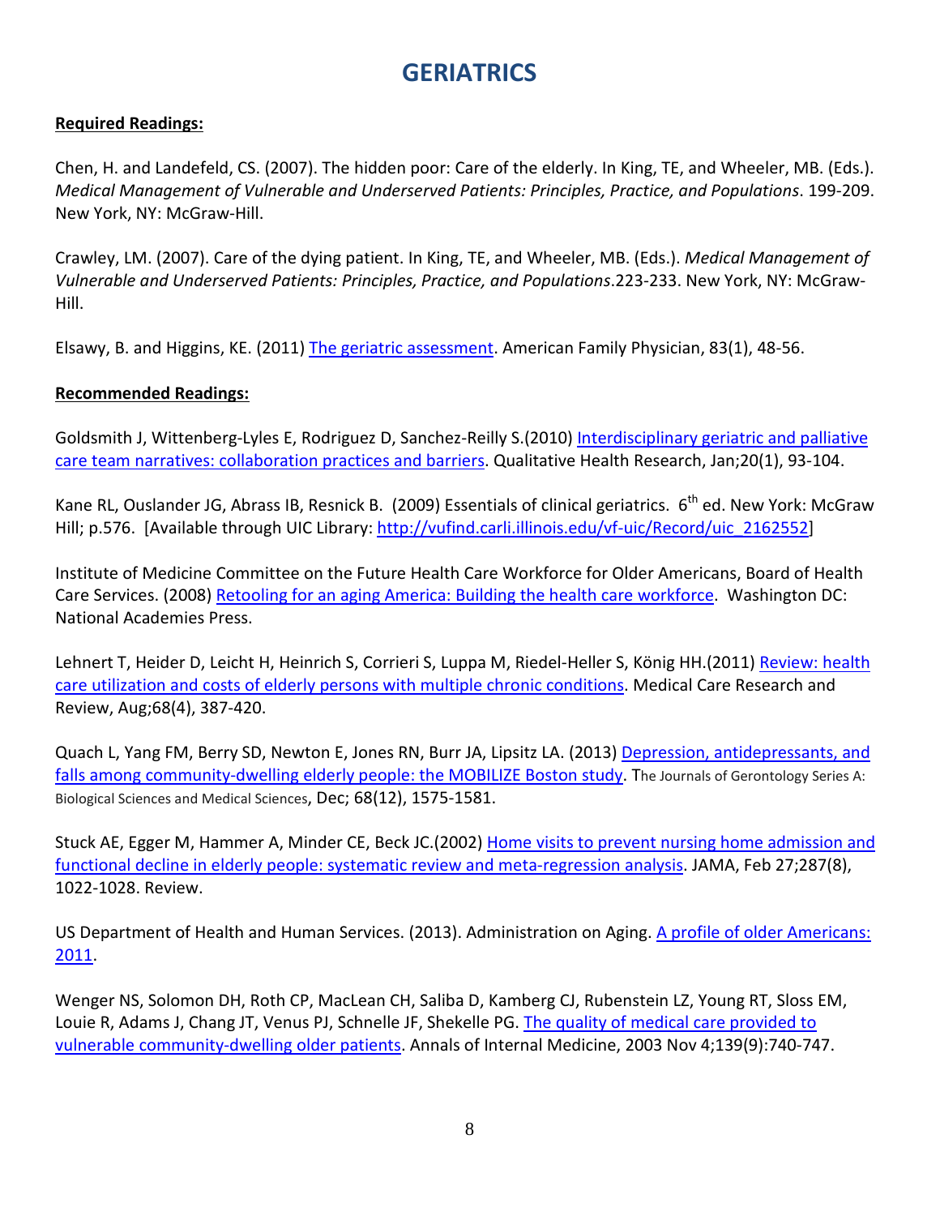# GERIATRICS

**Required Readings:**

Chen, H. and Landefeld, CS. (2007). The hidden poor: Care of the elderly. In King, TE, and Wheeler, MB. (Eds.). *Medical Management of Vulnerable and Underserved Patients: Principles, Practice, and Populations*. 199-209. New York, NY: McGraw-Hill.

Crawley, LM. (2007). Care of the dying patient. In King, TE, and Wheeler, MB. (Eds.). *Medical Management of Vulnerable and Underserved Patients: Principles, Practice, and Populations*.223-233. New York, NY: McGraw-Hill.

Elsawy, B. and Higgins, KE. (2011) The geriatric assessment. American Family Physician, 83(1), 48-56.

**Recommended Readings:**

Goldsmith J, Wittenberg-Lyles E, Rodriguez D, Sanchez-Reilly S.(2010) Interdisciplinary geriatric and palliative care team narratives: collaboration practices and barriers. Qualitative Health Research, Jan;20(1), 93-104.

Kane RL, Ouslander JG, Abrass IB, Resnick B. (2009) Essentials of clinical geriatrics. 6th ed. New York: McGraw Hill; p.576. [Available through UIC Library: http://vufind.carli.illinois.edu/vf-uic/Record/uic_2162552]

Institute of Medicine Committee on the Future Health Care Workforce for Older Americans, Board of Health Care Services. (2008) Retooling for an aging America: Building the health care workforce. Washington DC: National Academies Press.

Lehnert T, Heider D, Leicht H, Heinrich S, Corrieri S, Luppa M, Riedel-Heller S, König HH.(2011) Review: health care utilization and costs of elderly persons with multiple chronic conditions. Medical Care Research and Review, Aug;68(4), 387-420.

Quach L, Yang FM, Berry SD, Newton E, Jones RN, Burr JA, Lipsitz LA. (2013) Depression, antidepressants, and falls among community-dwelling elderly people: the MOBILIZE Boston study. The Journals of Gerontology Series A: Biological Sciences and Medical Sciences, Dec; 68(12), 1575-1581.

Stuck AE, Egger M, Hammer A, Minder CE, Beck JC.(2002) Home visits to prevent nursing home admission and functional decline in elderly people: systematic review and meta-regression analysis. JAMA, Feb 27;287(8), 1022-1028. Review.

US Department of Health and Human Services. (2013). Administration on Aging. A profile of older Americans: 2011.

Wenger NS, Solomon DH, Roth CP, MacLean CH, Saliba D, Kamberg CJ, Rubenstein LZ, Young RT, Sloss EM, Louie R, Adams J, Chang JT, Venus PJ, Schnelle JF, Shekelle PG. The quality of medical care provided to vulnerable community-dwelling older patients. Annals of Internal Medicine, 2003 Nov 4;139(9):740-747.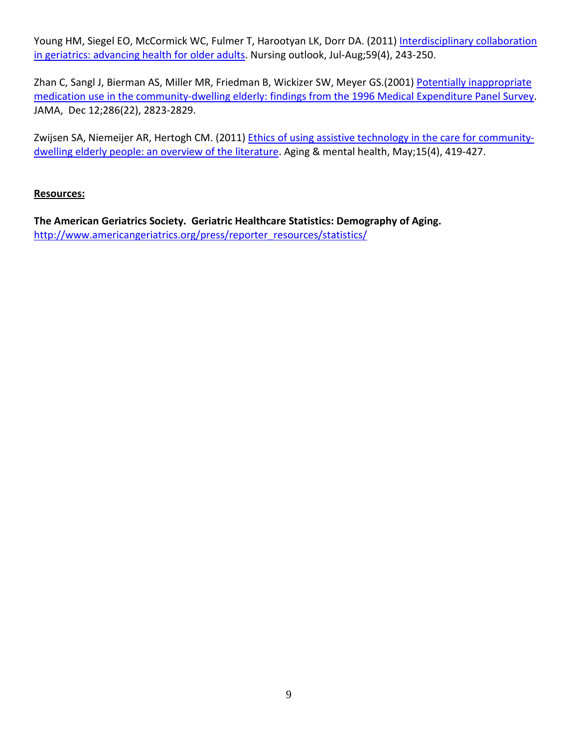Young HM, Siegel EO, McCormick WC, Fulmer T, Harootyan LK, Dorr DA. (2011) [Interdisciplinary collaboration in geriatrics: advancing health for older adults](). Nursing outlook, Jul-Aug;59(4), 243-250.

Zhan C, Sangl J, Bierman AS, Miller MR, Friedman B, Wickizer SW, Meyer GS.(2001) [Potentially inappropriate medication use in the community-dwelling elderly: findings from the 1996 Medical Expenditure Panel Survey](). JAMA, Dec 12;286(22), 2823-2829.

Zwijsen SA, Niemeijer AR, Hertogh CM. (2011) [Ethics of using assistive technology in the care for community-dwelling elderly people: an overview of the literature](). Aging & mental health, May;15(4), 419-427.

**Resources:**

**The American Geriatrics Society. Geriatric Healthcare Statistics: Demography of Aging.**
http://www.americangeriatrics.org/press/reporter_resources/statistics/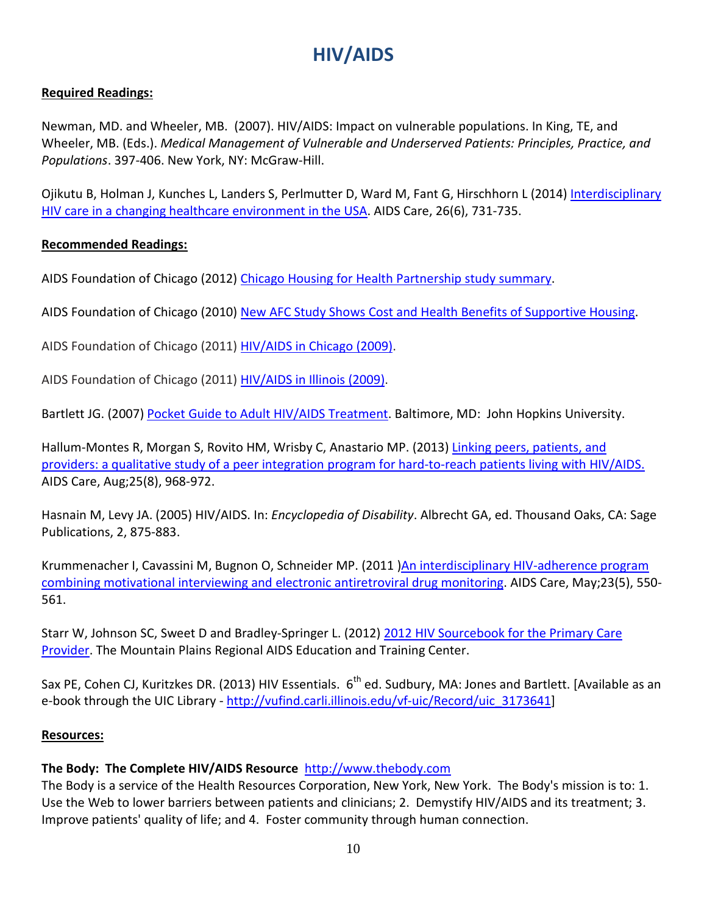# HIV/AIDS

**Required Readings:**

Newman, MD. and Wheeler, MB. (2007). HIV/AIDS: Impact on vulnerable populations. In King, TE, and Wheeler, MB. (Eds.). *Medical Management of Vulnerable and Underserved Patients: Principles, Practice, and Populations*. 397-406. New York, NY: McGraw-Hill.

Ojikutu B, Holman J, Kunches L, Landers S, Perlmutter D, Ward M, Fant G, Hirschhorn L (2014) Interdisciplinary HIV care in a changing healthcare environment in the USA. AIDS Care, 26(6), 731-735.

**Recommended Readings:**

AIDS Foundation of Chicago (2012) Chicago Housing for Health Partnership study summary.

AIDS Foundation of Chicago (2010) New AFC Study Shows Cost and Health Benefits of Supportive Housing.

AIDS Foundation of Chicago (2011) HIV/AIDS in Chicago (2009).

AIDS Foundation of Chicago (2011) HIV/AIDS in Illinois (2009).

Bartlett JG. (2007) Pocket Guide to Adult HIV/AIDS Treatment. Baltimore, MD: John Hopkins University.

Hallum-Montes R, Morgan S, Rovito HM, Wrisby C, Anastario MP. (2013) Linking peers, patients, and providers: a qualitative study of a peer integration program for hard-to-reach patients living with HIV/AIDS. AIDS Care, Aug;25(8), 968-972.

Hasnain M, Levy JA. (2005) HIV/AIDS. In: *Encyclopedia of Disability*. Albrecht GA, ed. Thousand Oaks, CA: Sage Publications, 2, 875-883.

Krummenacher I, Cavassini M, Bugnon O, Schneider MP. (2011 )An interdisciplinary HIV-adherence program combining motivational interviewing and electronic antiretroviral drug monitoring. AIDS Care, May;23(5), 550-561.

Starr W, Johnson SC, Sweet D and Bradley-Springer L. (2012) 2012 HIV Sourcebook for the Primary Care Provider. The Mountain Plains Regional AIDS Education and Training Center.

Sax PE, Cohen CJ, Kuritzkes DR. (2013) HIV Essentials. 6th ed. Sudbury, MA: Jones and Bartlett. [Available as an e-book through the UIC Library - http://vufind.carli.illinois.edu/vf-uic/Record/uic_3173641]

**Resources:**

**The Body: The Complete HIV/AIDS Resource** http://www.thebody.com
The Body is a service of the Health Resources Corporation, New York, New York. The Body's mission is to: 1. Use the Web to lower barriers between patients and clinicians; 2. Demystify HIV/AIDS and its treatment; 3. Improve patients' quality of life; and 4. Foster community through human connection.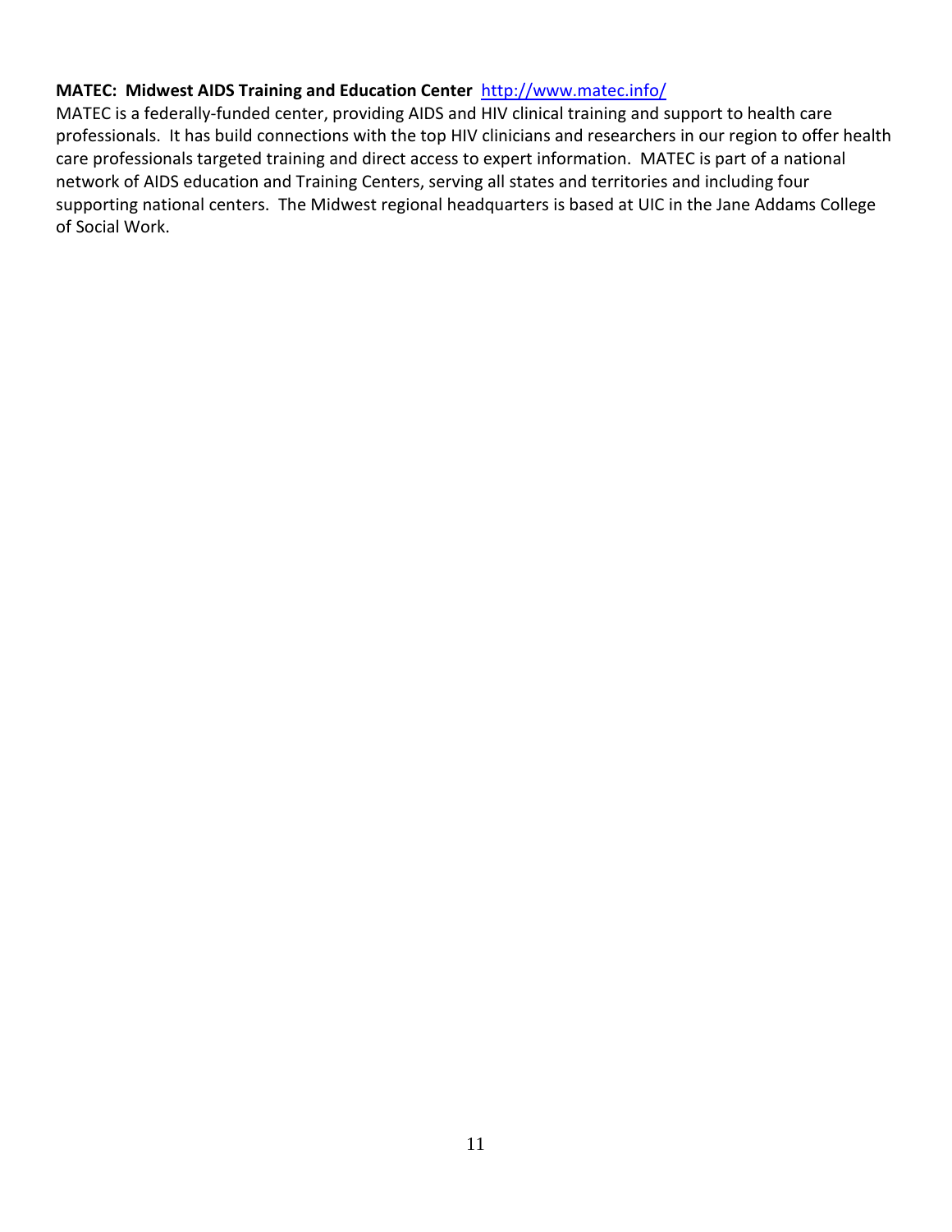**MATEC: Midwest AIDS Training and Education Center** [http://www.matec.info/](http://www.matec.info/)

MATEC is a federally-funded center, providing AIDS and HIV clinical training and support to health care professionals. It has build connections with the top HIV clinicians and researchers in our region to offer health care professionals targeted training and direct access to expert information. MATEC is part of a national network of AIDS education and Training Centers, serving all states and territories and including four supporting national centers. The Midwest regional headquarters is based at UIC in the Jane Addams College of Social Work.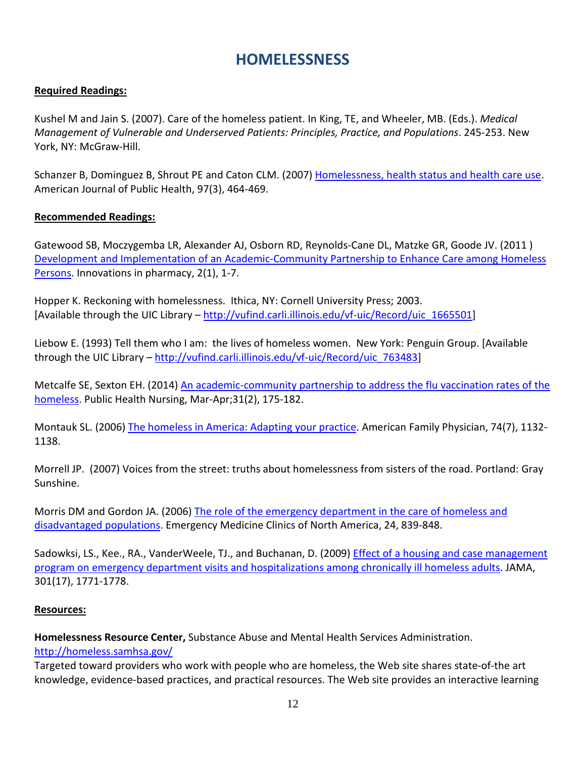# HOMELESSNESS

**Required Readings:**

Kushel M and Jain S. (2007). Care of the homeless patient. In King, TE, and Wheeler, MB. (Eds.). *Medical Management of Vulnerable and Underserved Patients: Principles, Practice, and Populations*. 245-253. New York, NY: McGraw-Hill.

Schanzer B, Dominguez B, Shrout PE and Caton CLM. (2007) Homelessness, health status and health care use. American Journal of Public Health, 97(3), 464-469.

**Recommended Readings:**

Gatewood SB, Moczygemba LR, Alexander AJ, Osborn RD, Reynolds-Cane DL, Matzke GR, Goode JV. (2011 ) Development and Implementation of an Academic-Community Partnership to Enhance Care among Homeless Persons. Innovations in pharmacy, 2(1), 1-7.

Hopper K. Reckoning with homelessness. Ithica, NY: Cornell University Press; 2003. [Available through the UIC Library – http://vufind.carli.illinois.edu/vf-uic/Record/uic_1665501]

Liebow E. (1993) Tell them who I am: the lives of homeless women. New York: Penguin Group. [Available through the UIC Library – http://vufind.carli.illinois.edu/vf-uic/Record/uic_763483]

Metcalfe SE, Sexton EH. (2014) An academic-community partnership to address the flu vaccination rates of the homeless. Public Health Nursing, Mar-Apr;31(2), 175-182.

Montauk SL. (2006) The homeless in America: Adapting your practice. American Family Physician, 74(7), 1132-1138.

Morrell JP. (2007) Voices from the street: truths about homelessness from sisters of the road. Portland: Gray Sunshine.

Morris DM and Gordon JA. (2006) The role of the emergency department in the care of homeless and disadvantaged populations. Emergency Medicine Clinics of North America, 24, 839-848.

Sadowksi, LS., Kee., RA., VanderWeele, TJ., and Buchanan, D. (2009) Effect of a housing and case management program on emergency department visits and hospitalizations among chronically ill homeless adults. JAMA, 301(17), 1771-1778.

**Resources:**

**Homelessness Resource Center,** Substance Abuse and Mental Health Services Administration. http://homeless.samhsa.gov/
Targeted toward providers who work with people who are homeless, the Web site shares state-of-the art knowledge, evidence-based practices, and practical resources. The Web site provides an interactive learning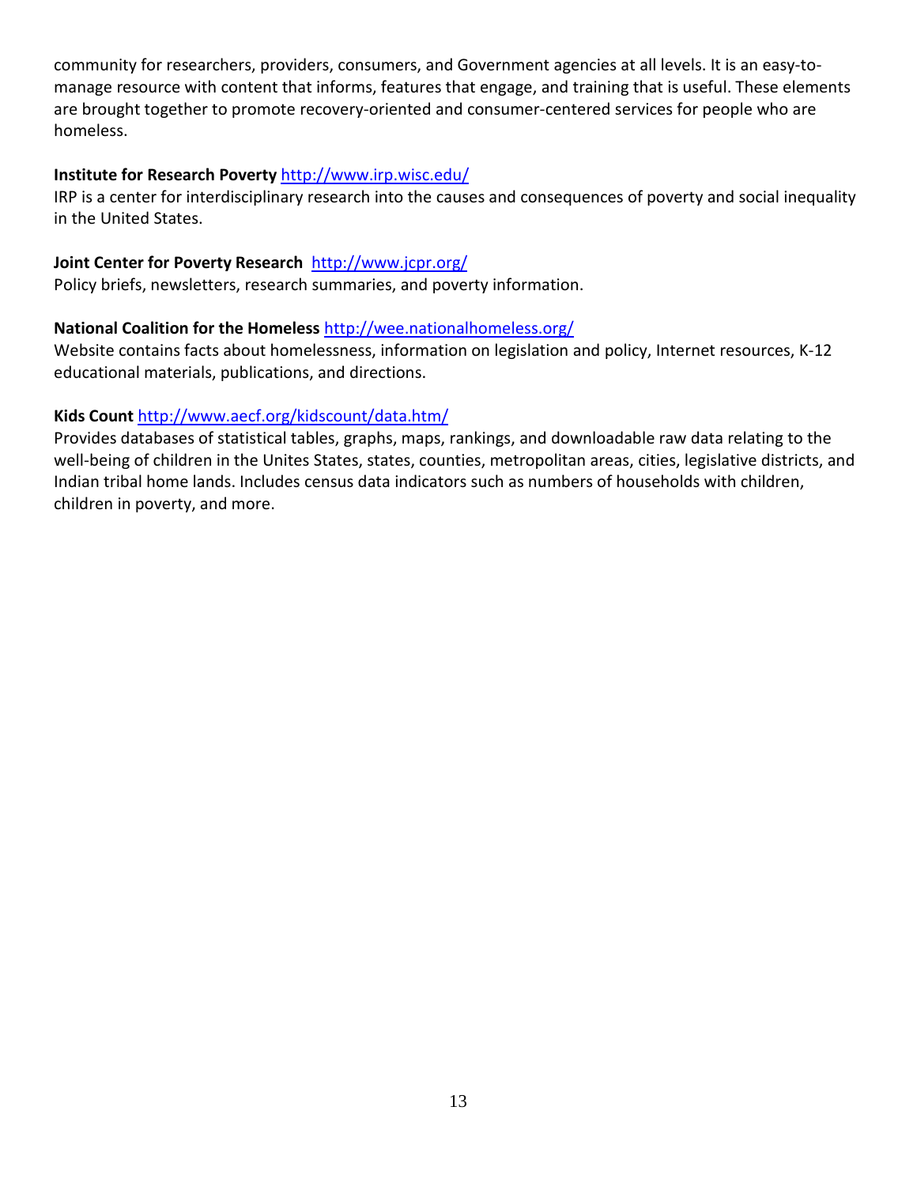community for researchers, providers, consumers, and Government agencies at all levels. It is an easy-to-manage resource with content that informs, features that engage, and training that is useful. These elements are brought together to promote recovery-oriented and consumer-centered services for people who are homeless.

**Institute for Research Poverty** http://www.irp.wisc.edu/
IRP is a center for interdisciplinary research into the causes and consequences of poverty and social inequality in the United States.

**Joint Center for Poverty Research** http://www.jcpr.org/
Policy briefs, newsletters, research summaries, and poverty information.

**National Coalition for the Homeless** http://wee.nationalhomeless.org/
Website contains facts about homelessness, information on legislation and policy, Internet resources, K-12 educational materials, publications, and directions.

**Kids Count** http://www.aecf.org/kidscount/data.htm/
Provides databases of statistical tables, graphs, maps, rankings, and downloadable raw data relating to the well-being of children in the Unites States, states, counties, metropolitan areas, cities, legislative districts, and Indian tribal home lands. Includes census data indicators such as numbers of households with children, children in poverty, and more.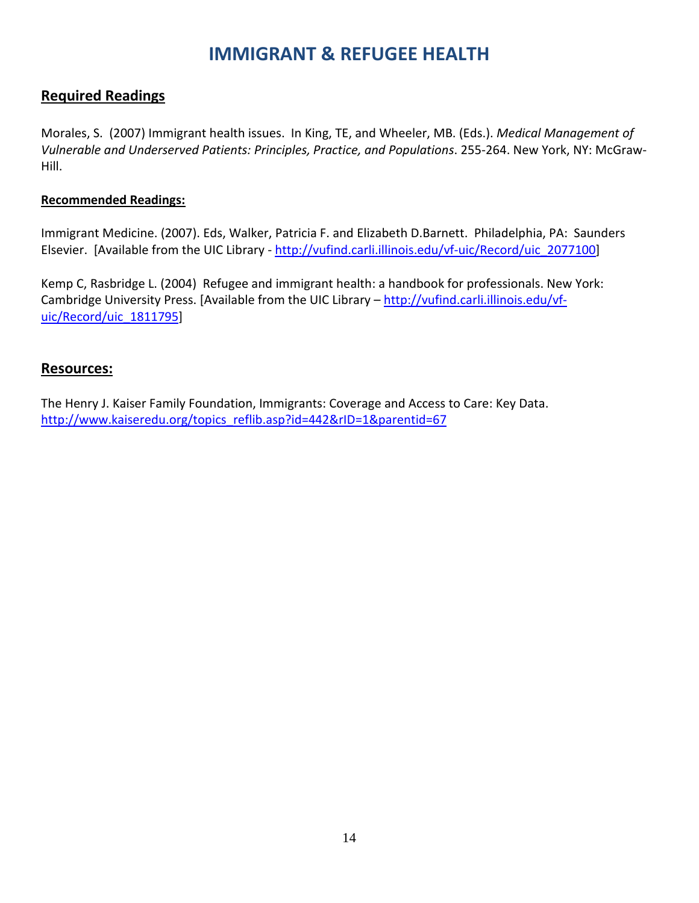# IMMIGRANT & REFUGEE HEALTH

## Required Readings

Morales, S. (2007) Immigrant health issues. In King, TE, and Wheeler, MB. (Eds.). *Medical Management of Vulnerable and Underserved Patients: Principles, Practice, and Populations*. 255-264. New York, NY: McGraw-Hill.

### Recommended Readings:

Immigrant Medicine. (2007). Eds, Walker, Patricia F. and Elizabeth D.Barnett. Philadelphia, PA: Saunders Elsevier. [Available from the UIC Library - http://vufind.carli.illinois.edu/vf-uic/Record/uic_2077100]

Kemp C, Rasbridge L. (2004) Refugee and immigrant health: a handbook for professionals. New York: Cambridge University Press. [Available from the UIC Library – http://vufind.carli.illinois.edu/vf-uic/Record/uic_1811795]

## Resources:

The Henry J. Kaiser Family Foundation, Immigrants: Coverage and Access to Care: Key Data. http://www.kaiseredu.org/topics_reflib.asp?id=442&rID=1&parentid=67